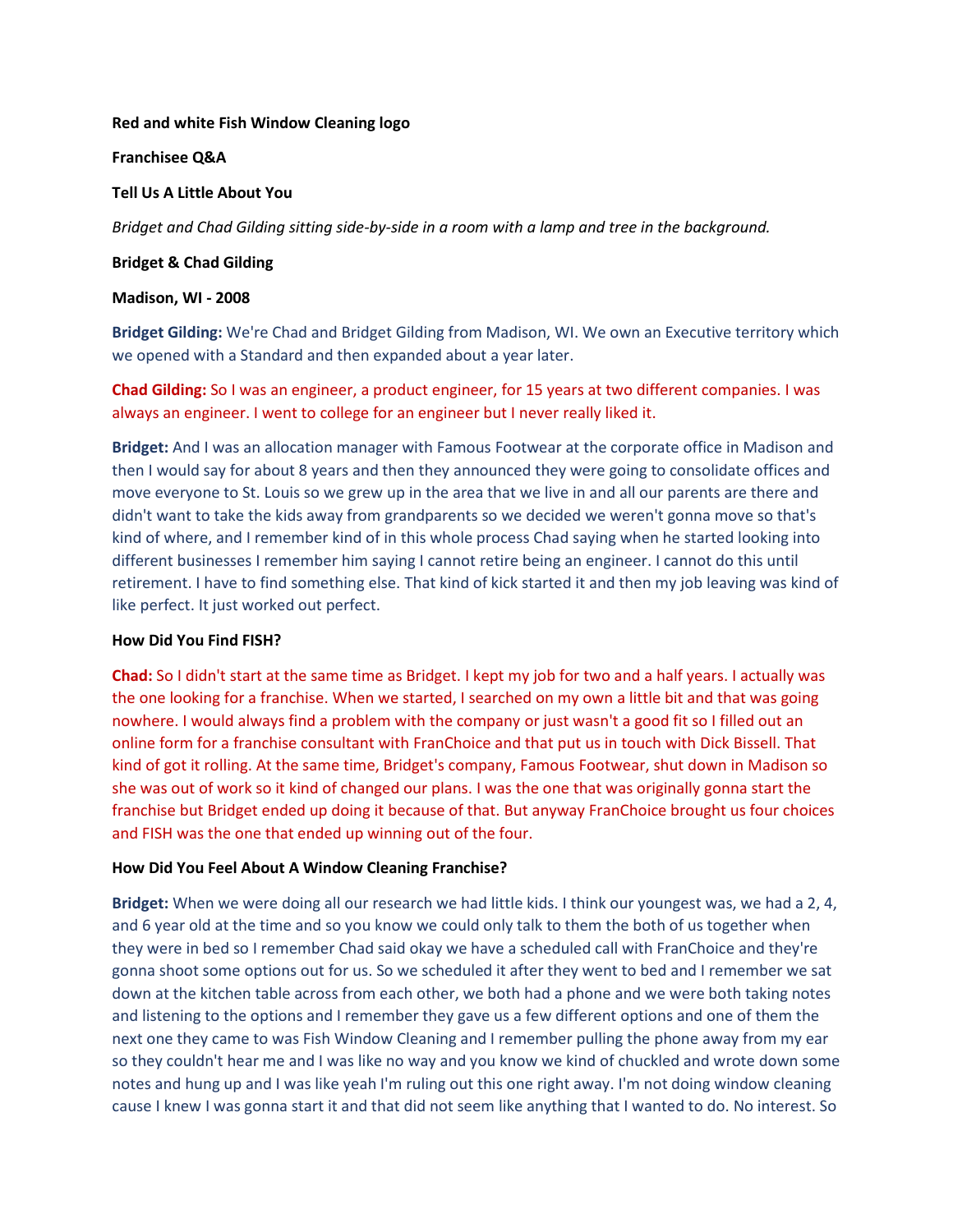**Red and white Fish Window Cleaning logo**

**Franchisee Q&A**

**Tell Us A Little About You**

*Bridget and Chad Gilding sitting side-by-side in a room with a lamp and tree in the background.*

**Bridget & Chad Gilding**

**Madison, WI - 2008**

**Bridget Gilding:** We're Chad and Bridget Gilding from Madison, WI. We own an Executive territory which we opened with a Standard and then expanded about a year later.

**Chad Gilding:** So I was an engineer, a product engineer, for 15 years at two different companies. I was always an engineer. I went to college for an engineer but I never really liked it.

**Bridget:** And I was an allocation manager with Famous Footwear at the corporate office in Madison and then I would say for about 8 years and then they announced they were going to consolidate offices and move everyone to St. Louis so we grew up in the area that we live in and all our parents are there and didn't want to take the kids away from grandparents so we decided we weren't gonna move so that's kind of where, and I remember kind of in this whole process Chad saying when he started looking into different businesses I remember him saying I cannot retire being an engineer. I cannot do this until retirement. I have to find something else. That kind of kick started it and then my job leaving was kind of like perfect. It just worked out perfect.

**How Did You Find FISH?**

**Chad:** So I didn't start at the same time as Bridget. I kept my job for two and a half years. I actually was the one looking for a franchise. When we started, I searched on my own a little bit and that was going nowhere. I would always find a problem with the company or just wasn't a good fit so I filled out an online form for a franchise consultant with FranChoice and that put us in touch with Dick Bissell. That kind of got it rolling. At the same time, Bridget's company, Famous Footwear, shut down in Madison so she was out of work so it kind of changed our plans. I was the one that was originally gonna start the franchise but Bridget ended up doing it because of that. But anyway FranChoice brought us four choices and FISH was the one that ended up winning out of the four.

**How Did You Feel About A Window Cleaning Franchise?**

**Bridget:** When we were doing all our research we had little kids. I think our youngest was, we had a 2, 4, and 6 year old at the time and so you know we could only talk to them the both of us together when they were in bed so I remember Chad said okay we have a scheduled call with FranChoice and they're gonna shoot some options out for us. So we scheduled it after they went to bed and I remember we sat down at the kitchen table across from each other, we both had a phone and we were both taking notes and listening to the options and I remember they gave us a few different options and one of them the next one they came to was Fish Window Cleaning and I remember pulling the phone away from my ear so they couldn't hear me and I was like no way and you know we kind of chuckled and wrote down some notes and hung up and I was like yeah I'm ruling out this one right away. I'm not doing window cleaning cause I knew I was gonna start it and that did not seem like anything that I wanted to do. No interest. So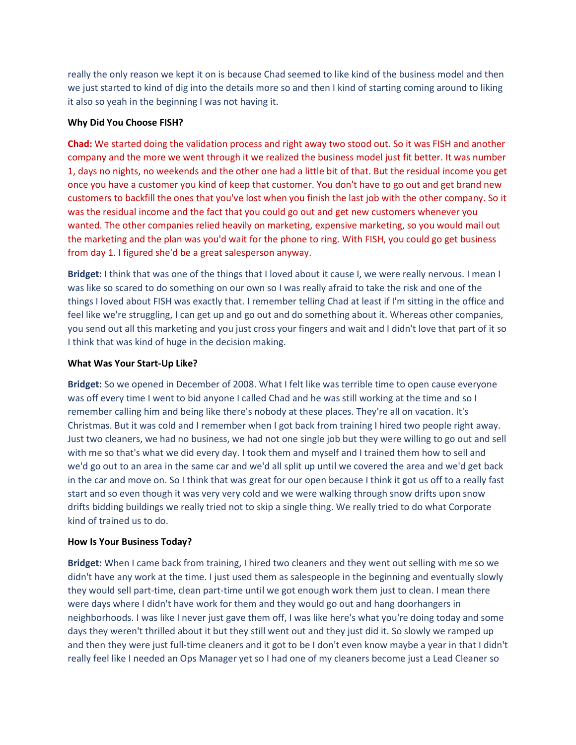really the only reason we kept it on is because Chad seemed to like kind of the business model and then we just started to kind of dig into the details more so and then I kind of starting coming around to liking it also so yeah in the beginning I was not having it.

**Why Did You Choose FISH?**

**Chad:** We started doing the validation process and right away two stood out. So it was FISH and another company and the more we went through it we realized the business model just fit better. It was number 1, days no nights, no weekends and the other one had a little bit of that. But the residual income you get once you have a customer you kind of keep that customer. You don't have to go out and get brand new customers to backfill the ones that you've lost when you finish the last job with the other company. So it was the residual income and the fact that you could go out and get new customers whenever you wanted. The other companies relied heavily on marketing, expensive marketing, so you would mail out the marketing and the plan was you'd wait for the phone to ring. With FISH, you could go get business from day 1. I figured she'd be a great salesperson anyway.

**Bridget:** I think that was one of the things that I loved about it cause I, we were really nervous. I mean I was like so scared to do something on our own so I was really afraid to take the risk and one of the things I loved about FISH was exactly that. I remember telling Chad at least if I'm sitting in the office and feel like we're struggling, I can get up and go out and do something about it. Whereas other companies, you send out all this marketing and you just cross your fingers and wait and I didn't love that part of it so I think that was kind of huge in the decision making.

**What Was Your Start-Up Like?**

**Bridget:** So we opened in December of 2008. What I felt like was terrible time to open cause everyone was off every time I went to bid anyone I called Chad and he was still working at the time and so I remember calling him and being like there's nobody at these places. They're all on vacation. It's Christmas. But it was cold and I remember when I got back from training I hired two people right away. Just two cleaners, we had no business, we had not one single job but they were willing to go out and sell with me so that's what we did every day. I took them and myself and I trained them how to sell and we'd go out to an area in the same car and we'd all split up until we covered the area and we'd get back in the car and move on. So I think that was great for our open because I think it got us off to a really fast start and so even though it was very very cold and we were walking through snow drifts upon snow drifts bidding buildings we really tried not to skip a single thing. We really tried to do what Corporate kind of trained us to do.

**How Is Your Business Today?**

**Bridget:** When I came back from training, I hired two cleaners and they went out selling with me so we didn't have any work at the time. I just used them as salespeople in the beginning and eventually slowly they would sell part-time, clean part-time until we got enough work them just to clean. I mean there were days where I didn't have work for them and they would go out and hang doorhangers in neighborhoods. I was like I never just gave them off, I was like here's what you're doing today and some days they weren't thrilled about it but they still went out and they just did it. So slowly we ramped up and then they were just full-time cleaners and it got to be I don't even know maybe a year in that I didn't really feel like I needed an Ops Manager yet so I had one of my cleaners become just a Lead Cleaner so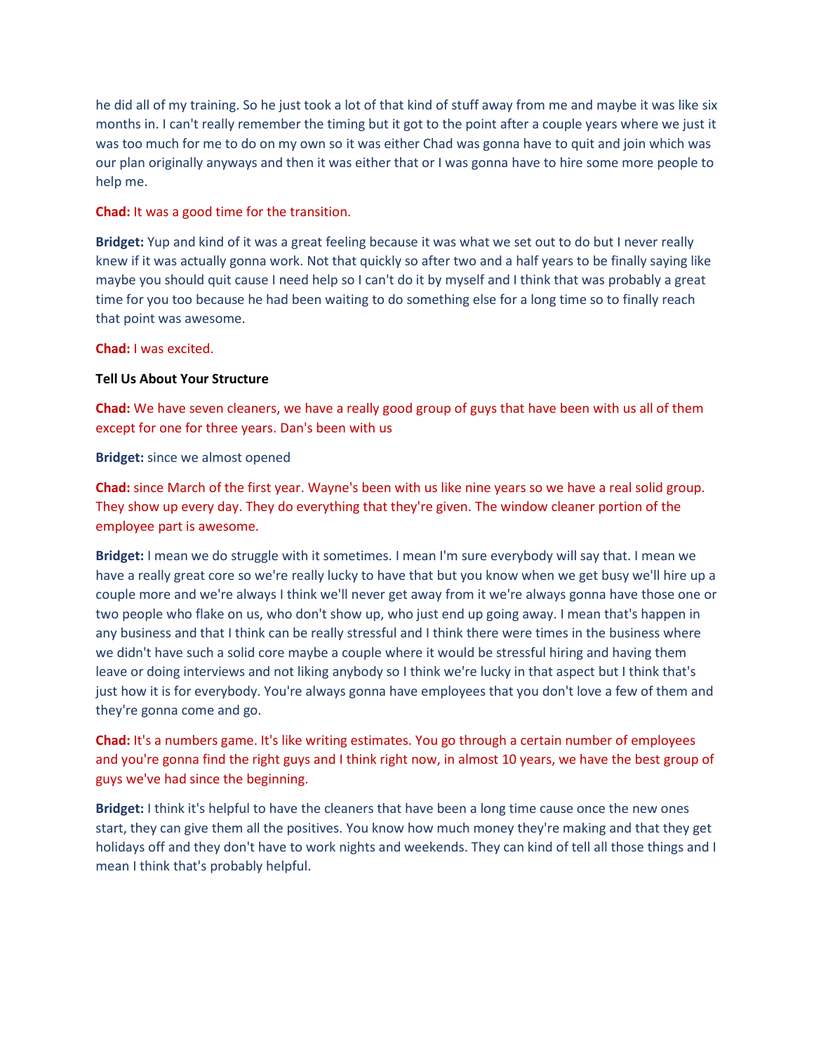he did all of my training. So he just took a lot of that kind of stuff away from me and maybe it was like six months in. I can't really remember the timing but it got to the point after a couple years where we just it was too much for me to do on my own so it was either Chad was gonna have to quit and join which was our plan originally anyways and then it was either that or I was gonna have to hire some more people to help me.

**Chad:** It was a good time for the transition.

**Bridget:** Yup and kind of it was a great feeling because it was what we set out to do but I never really knew if it was actually gonna work. Not that quickly so after two and a half years to be finally saying like maybe you should quit cause I need help so I can't do it by myself and I think that was probably a great time for you too because he had been waiting to do something else for a long time so to finally reach that point was awesome.

**Chad:** I was excited.

**Tell Us About Your Structure**

**Chad:** We have seven cleaners, we have a really good group of guys that have been with us all of them except for one for three years. Dan's been with us

**Bridget:** since we almost opened

**Chad:** since March of the first year. Wayne's been with us like nine years so we have a real solid group. They show up every day. They do everything that they're given. The window cleaner portion of the employee part is awesome.

**Bridget:** I mean we do struggle with it sometimes. I mean I'm sure everybody will say that. I mean we have a really great core so we're really lucky to have that but you know when we get busy we'll hire up a couple more and we're always I think we'll never get away from it we're always gonna have those one or two people who flake on us, who don't show up, who just end up going away. I mean that's happen in any business and that I think can be really stressful and I think there were times in the business where we didn't have such a solid core maybe a couple where it would be stressful hiring and having them leave or doing interviews and not liking anybody so I think we're lucky in that aspect but I think that's just how it is for everybody. You're always gonna have employees that you don't love a few of them and they're gonna come and go.

**Chad:** It's a numbers game. It's like writing estimates. You go through a certain number of employees and you're gonna find the right guys and I think right now, in almost 10 years, we have the best group of guys we've had since the beginning.

**Bridget:** I think it's helpful to have the cleaners that have been a long time cause once the new ones start, they can give them all the positives. You know how much money they're making and that they get holidays off and they don't have to work nights and weekends. They can kind of tell all those things and I mean I think that's probably helpful.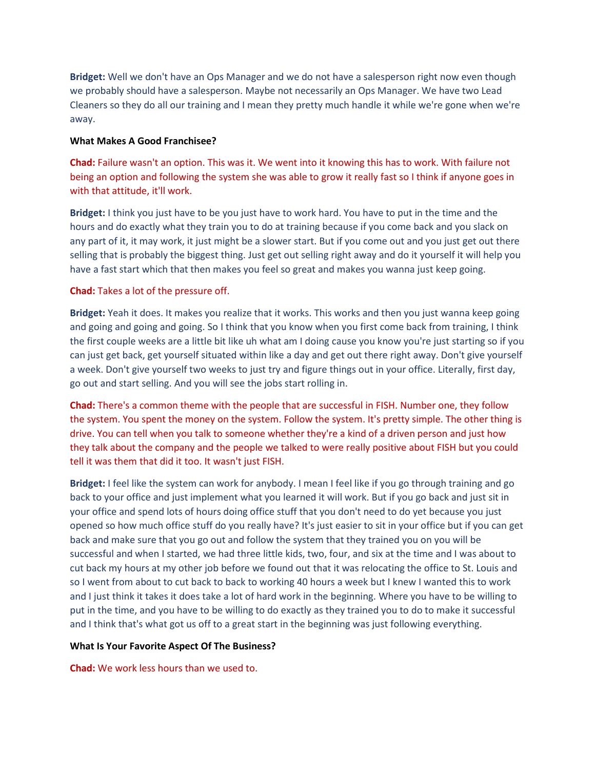**Bridget:** Well we don't have an Ops Manager and we do not have a salesperson right now even though we probably should have a salesperson. Maybe not necessarily an Ops Manager. We have two Lead Cleaners so they do all our training and I mean they pretty much handle it while we're gone when we're away.

**What Makes A Good Franchisee?**

**Chad:** Failure wasn't an option. This was it. We went into it knowing this has to work. With failure not being an option and following the system she was able to grow it really fast so I think if anyone goes in with that attitude, it'll work.

**Bridget:** I think you just have to be you just have to work hard. You have to put in the time and the hours and do exactly what they train you to do at training because if you come back and you slack on any part of it, it may work, it just might be a slower start. But if you come out and you just get out there selling that is probably the biggest thing. Just get out selling right away and do it yourself it will help you have a fast start which that then makes you feel so great and makes you wanna just keep going.

**Chad:** Takes a lot of the pressure off.

**Bridget:** Yeah it does. It makes you realize that it works. This works and then you just wanna keep going and going and going and going. So I think that you know when you first come back from training, I think the first couple weeks are a little bit like uh what am I doing cause you know you're just starting so if you can just get back, get yourself situated within like a day and get out there right away. Don't give yourself a week. Don't give yourself two weeks to just try and figure things out in your office. Literally, first day, go out and start selling. And you will see the jobs start rolling in.

**Chad:** There's a common theme with the people that are successful in FISH. Number one, they follow the system. You spent the money on the system. Follow the system. It's pretty simple. The other thing is drive. You can tell when you talk to someone whether they're a kind of a driven person and just how they talk about the company and the people we talked to were really positive about FISH but you could tell it was them that did it too. It wasn't just FISH.

**Bridget:** I feel like the system can work for anybody. I mean I feel like if you go through training and go back to your office and just implement what you learned it will work. But if you go back and just sit in your office and spend lots of hours doing office stuff that you don't need to do yet because you just opened so how much office stuff do you really have? It's just easier to sit in your office but if you can get back and make sure that you go out and follow the system that they trained you on you will be successful and when I started, we had three little kids, two, four, and six at the time and I was about to cut back my hours at my other job before we found out that it was relocating the office to St. Louis and so I went from about to cut back to back to working 40 hours a week but I knew I wanted this to work and I just think it takes it does take a lot of hard work in the beginning. Where you have to be willing to put in the time, and you have to be willing to do exactly as they trained you to do to make it successful and I think that's what got us off to a great start in the beginning was just following everything.

**What Is Your Favorite Aspect Of The Business?**

**Chad:** We work less hours than we used to.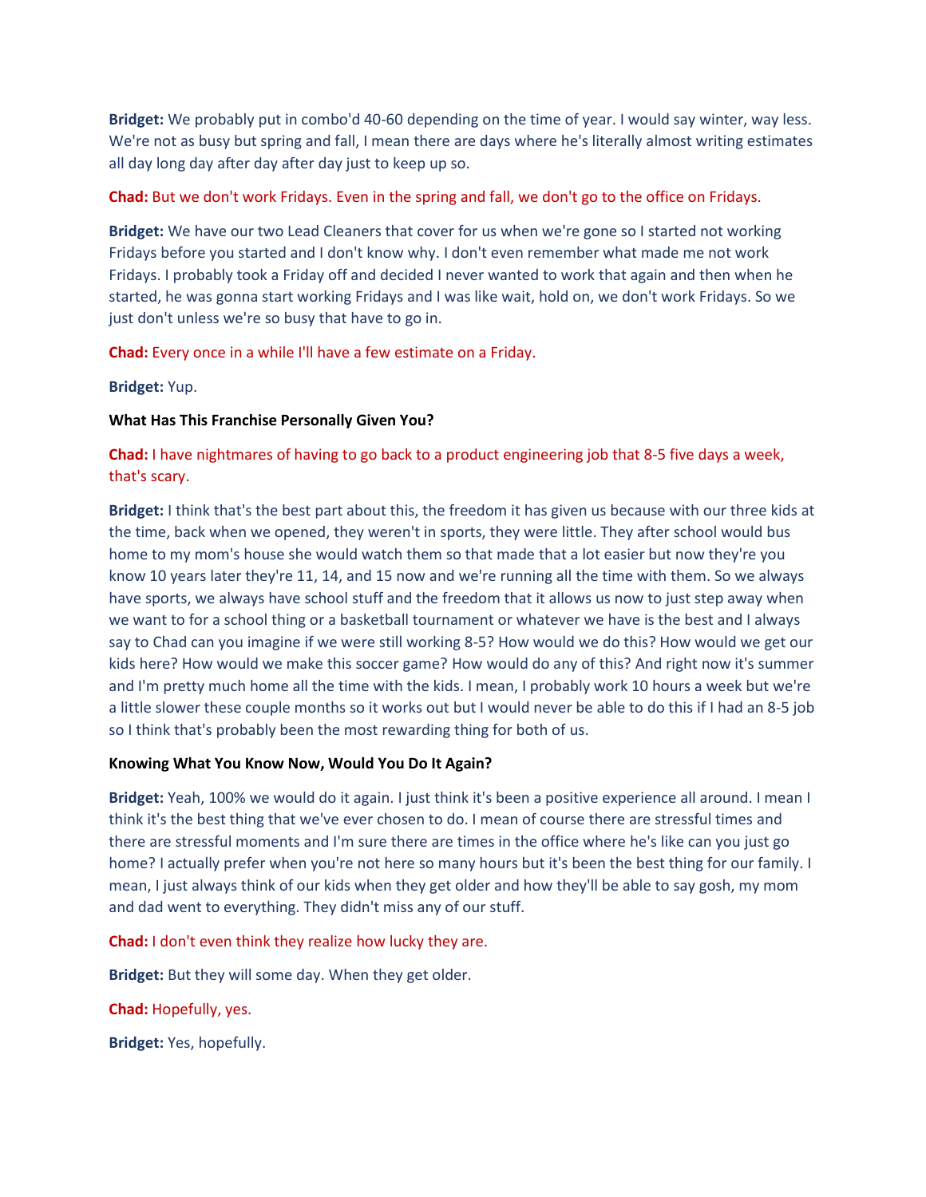**Bridget:** We probably put in combo'd 40-60 depending on the time of year. I would say winter, way less. We're not as busy but spring and fall, I mean there are days where he's literally almost writing estimates all day long day after day after day just to keep up so.

**Chad:** But we don't work Fridays. Even in the spring and fall, we don't go to the office on Fridays.

**Bridget:** We have our two Lead Cleaners that cover for us when we're gone so I started not working Fridays before you started and I don't know why. I don't even remember what made me not work Fridays. I probably took a Friday off and decided I never wanted to work that again and then when he started, he was gonna start working Fridays and I was like wait, hold on, we don't work Fridays. So we just don't unless we're so busy that have to go in.

**Chad:** Every once in a while I'll have a few estimate on a Friday.

**Bridget:** Yup.

**What Has This Franchise Personally Given You?**

**Chad:** I have nightmares of having to go back to a product engineering job that 8-5 five days a week, that's scary.

**Bridget:** I think that's the best part about this, the freedom it has given us because with our three kids at the time, back when we opened, they weren't in sports, they were little. They after school would bus home to my mom's house she would watch them so that made that a lot easier but now they're you know 10 years later they're 11, 14, and 15 now and we're running all the time with them. So we always have sports, we always have school stuff and the freedom that it allows us now to just step away when we want to for a school thing or a basketball tournament or whatever we have is the best and I always say to Chad can you imagine if we were still working 8-5? How would we do this? How would we get our kids here? How would we make this soccer game? How would do any of this? And right now it's summer and I'm pretty much home all the time with the kids. I mean, I probably work 10 hours a week but we're a little slower these couple months so it works out but I would never be able to do this if I had an 8-5 job so I think that's probably been the most rewarding thing for both of us.

**Knowing What You Know Now, Would You Do It Again?**

**Bridget:** Yeah, 100% we would do it again. I just think it's been a positive experience all around. I mean I think it's the best thing that we've ever chosen to do. I mean of course there are stressful times and there are stressful moments and I'm sure there are times in the office where he's like can you just go home? I actually prefer when you're not here so many hours but it's been the best thing for our family. I mean, I just always think of our kids when they get older and how they'll be able to say gosh, my mom and dad went to everything. They didn't miss any of our stuff.

**Chad:** I don't even think they realize how lucky they are.

**Bridget:** But they will some day. When they get older.

**Chad:** Hopefully, yes.

**Bridget:** Yes, hopefully.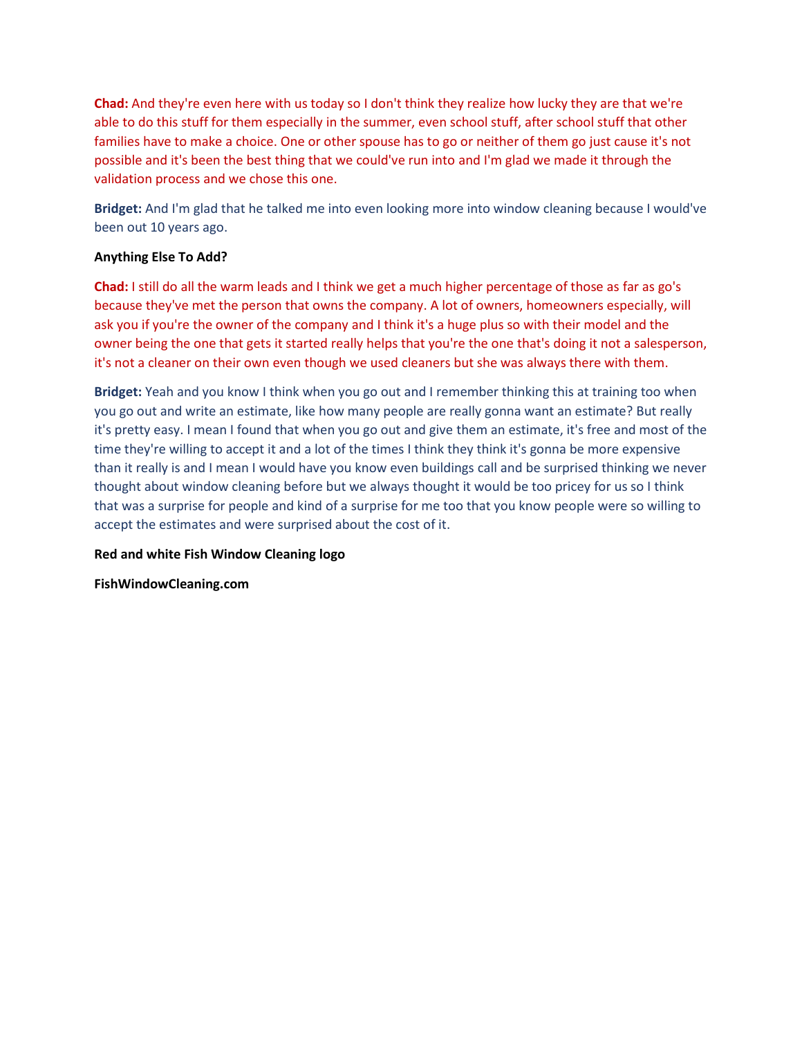**Chad:** And they're even here with us today so I don't think they realize how lucky they are that we're able to do this stuff for them especially in the summer, even school stuff, after school stuff that other families have to make a choice. One or other spouse has to go or neither of them go just cause it's not possible and it's been the best thing that we could've run into and I'm glad we made it through the validation process and we chose this one.

**Bridget:** And I'm glad that he talked me into even looking more into window cleaning because I would've been out 10 years ago.

**Anything Else To Add?**

**Chad:** I still do all the warm leads and I think we get a much higher percentage of those as far as go's because they've met the person that owns the company. A lot of owners, homeowners especially, will ask you if you're the owner of the company and I think it's a huge plus so with their model and the owner being the one that gets it started really helps that you're the one that's doing it not a salesperson, it's not a cleaner on their own even though we used cleaners but she was always there with them.

**Bridget:** Yeah and you know I think when you go out and I remember thinking this at training too when you go out and write an estimate, like how many people are really gonna want an estimate? But really it's pretty easy. I mean I found that when you go out and give them an estimate, it's free and most of the time they're willing to accept it and a lot of the times I think they think it's gonna be more expensive than it really is and I mean I would have you know even buildings call and be surprised thinking we never thought about window cleaning before but we always thought it would be too pricey for us so I think that was a surprise for people and kind of a surprise for me too that you know people were so willing to accept the estimates and were surprised about the cost of it.

**Red and white Fish Window Cleaning logo**

**FishWindowCleaning.com**